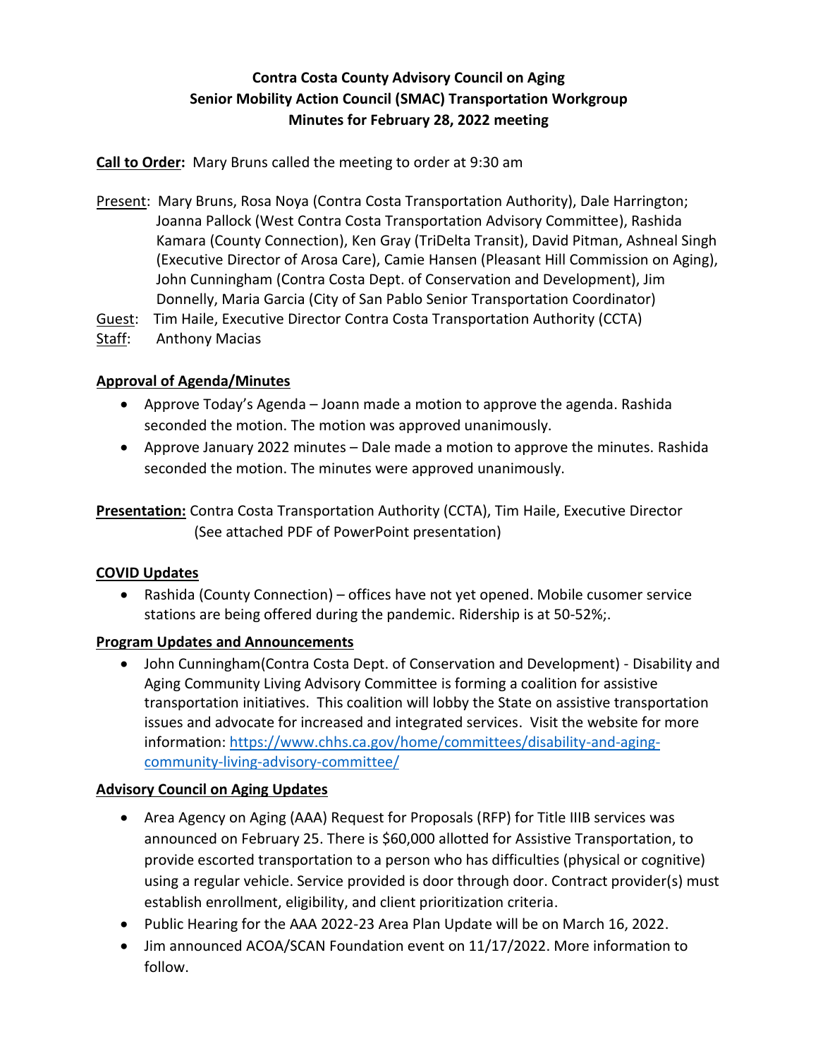# Contra Costa County Advisory Council on Aging
## Senior Mobility Action Council (SMAC) Transportation Workgroup
### Minutes for February 28, 2022 meeting

**Call to Order:** Mary Bruns called the meeting to order at 9:30 am

Present: Mary Bruns, Rosa Noya (Contra Costa Transportation Authority), Dale Harrington; Joanna Pallock (West Contra Costa Transportation Advisory Committee), Rashida Kamara (County Connection), Ken Gray (TriDelta Transit), David Pitman, Ashneal Singh (Executive Director of Arosa Care), Camie Hansen (Pleasant Hill Commission on Aging), John Cunningham (Contra Costa Dept. of Conservation and Development), Jim Donnelly, Maria Garcia (City of San Pablo Senior Transportation Coordinator)

Guest: Tim Haile, Executive Director Contra Costa Transportation Authority (CCTA)

Staff: Anthony Macias

**Approval of Agenda/Minutes**

- Approve Today's Agenda – Joann made a motion to approve the agenda. Rashida seconded the motion. The motion was approved unanimously.
- Approve January 2022 minutes – Dale made a motion to approve the minutes. Rashida seconded the motion. The minutes were approved unanimously.

**Presentation:** Contra Costa Transportation Authority (CCTA), Tim Haile, Executive Director (See attached PDF of PowerPoint presentation)

**COVID Updates**

- Rashida (County Connection) – offices have not yet opened. Mobile cusomer service stations are being offered during the pandemic. Ridership is at 50-52%;.

**Program Updates and Announcements**

- John Cunningham(Contra Costa Dept. of Conservation and Development) - Disability and Aging Community Living Advisory Committee is forming a coalition for assistive transportation initiatives. This coalition will lobby the State on assistive transportation issues and advocate for increased and integrated services. Visit the website for more information: https://www.chhs.ca.gov/home/committees/disability-and-aging-community-living-advisory-committee/

**Advisory Council on Aging Updates**

- Area Agency on Aging (AAA) Request for Proposals (RFP) for Title IIIB services was announced on February 25. There is $60,000 allotted for Assistive Transportation, to provide escorted transportation to a person who has difficulties (physical or cognitive) using a regular vehicle. Service provided is door through door. Contract provider(s) must establish enrollment, eligibility, and client prioritization criteria.
- Public Hearing for the AAA 2022-23 Area Plan Update will be on March 16, 2022.
- Jim announced ACOA/SCAN Foundation event on 11/17/2022. More information to follow.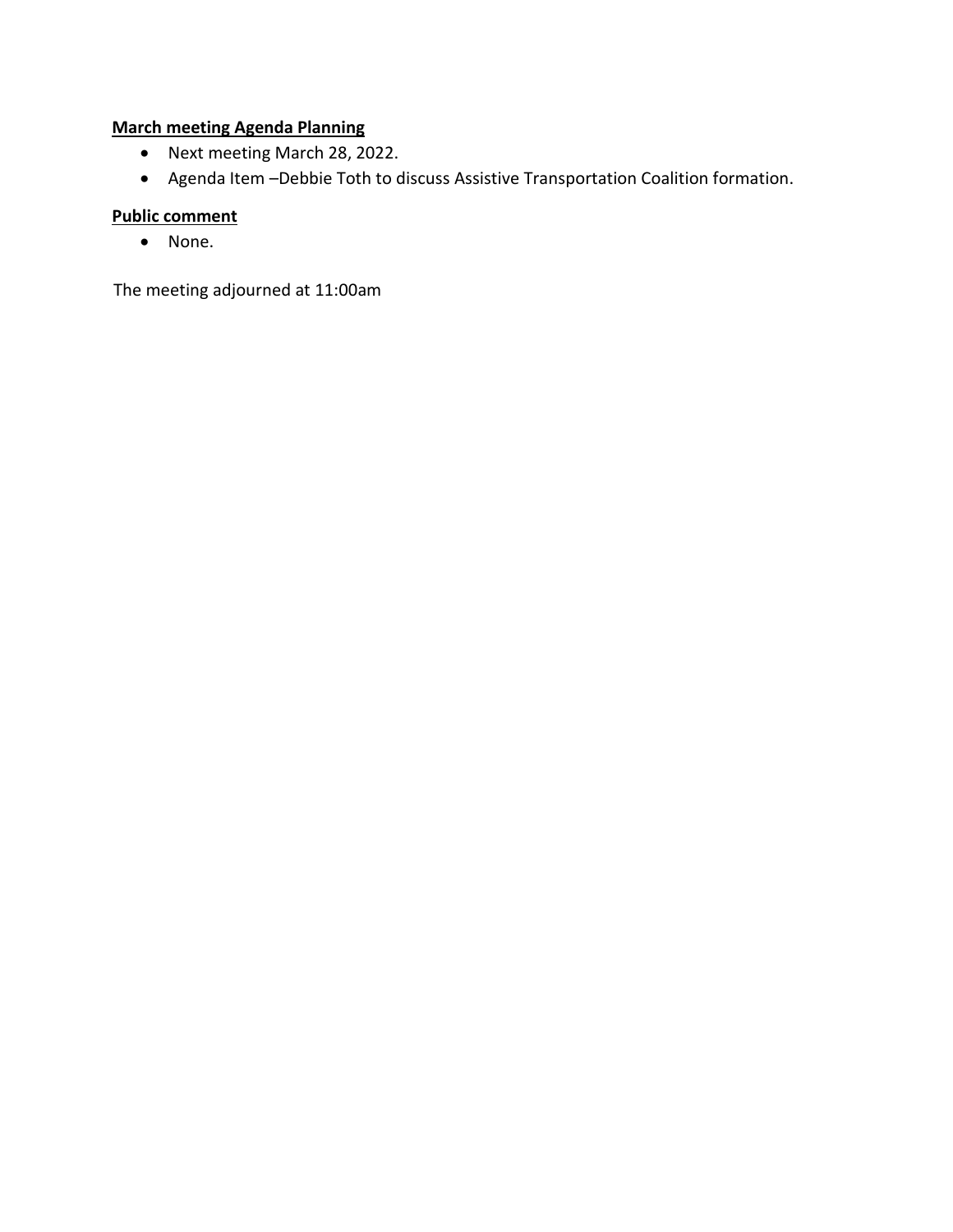**March meeting Agenda Planning**

- Next meeting March 28, 2022.
- Agenda Item –Debbie Toth to discuss Assistive Transportation Coalition formation.

**Public comment**

- None.

The meeting adjourned at 11:00am